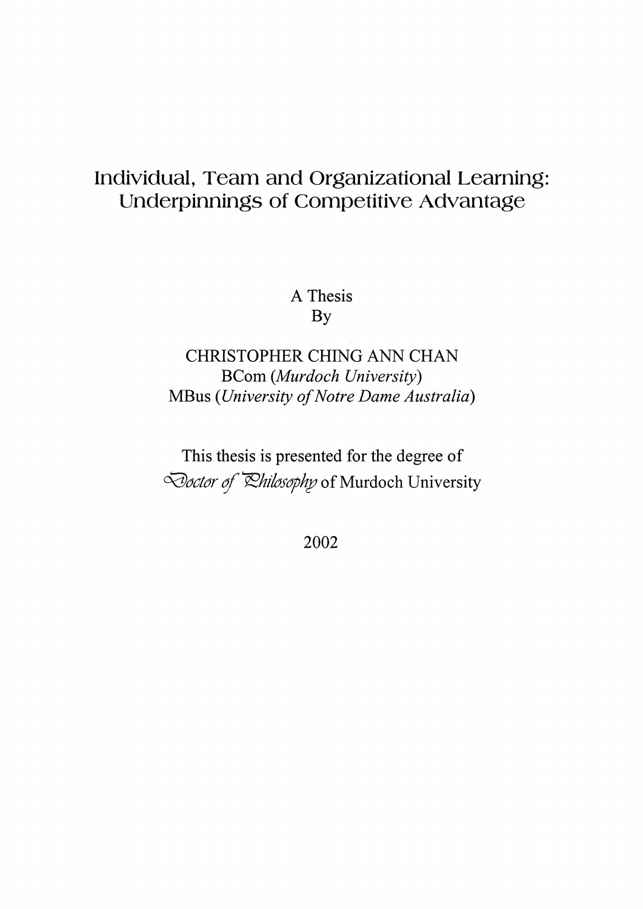# Individual, Team and Organizational Learning: Underpinnings of Competitive Advantage

A Thesis
By

CHRISTOPHER CHING ANN CHAN
BCom (*Murdoch University*)
MBus (*University of Notre Dame Australia*)

This thesis is presented for the degree of
*Doctor of Philosophy* of Murdoch University

2002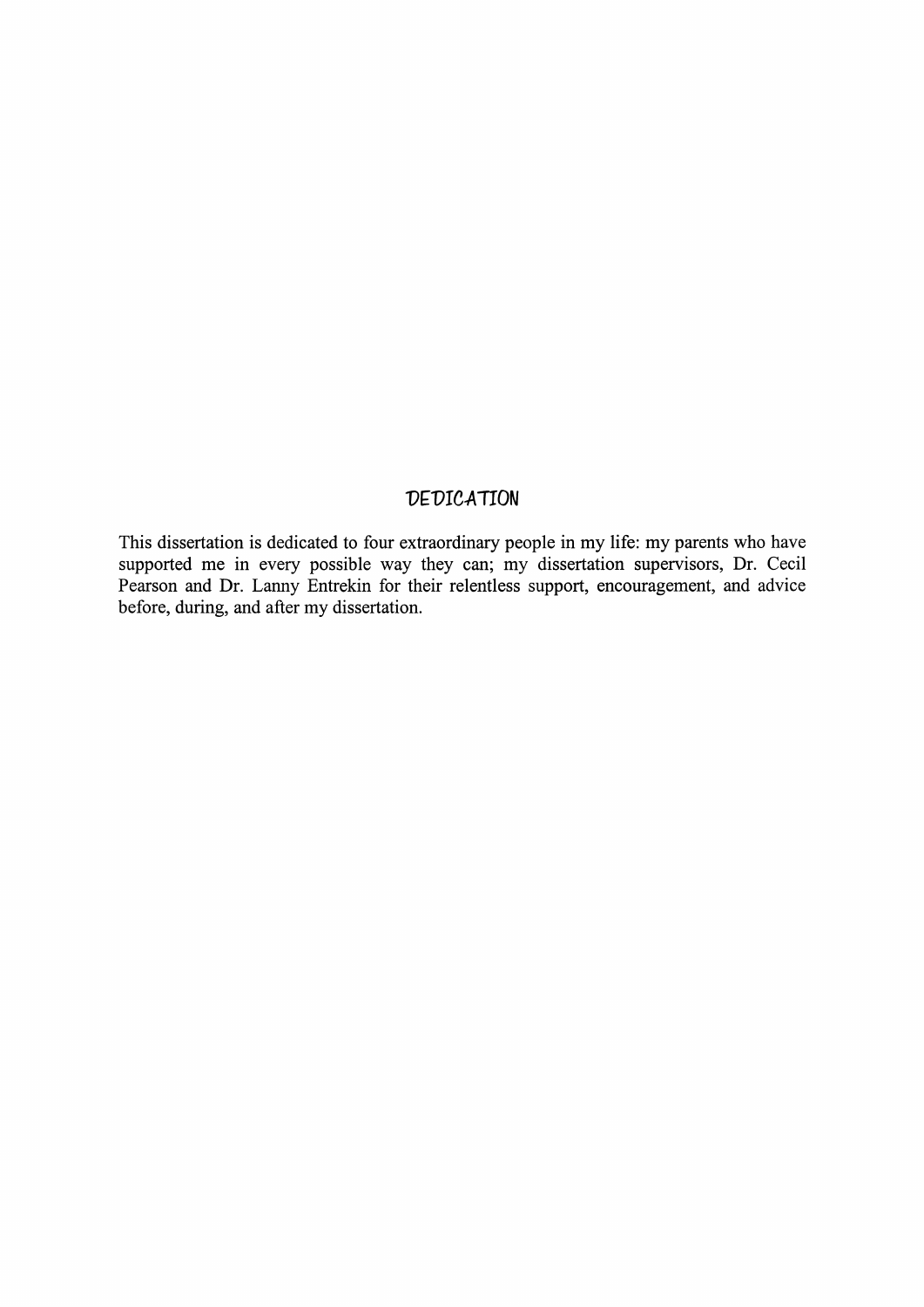# DEDICATION

This dissertation is dedicated to four extraordinary people in my life: my parents who have supported me in every possible way they can; my dissertation supervisors, Dr. Cecil Pearson and Dr. Lanny Entrekin for their relentless support, encouragement, and advice before, during, and after my dissertation.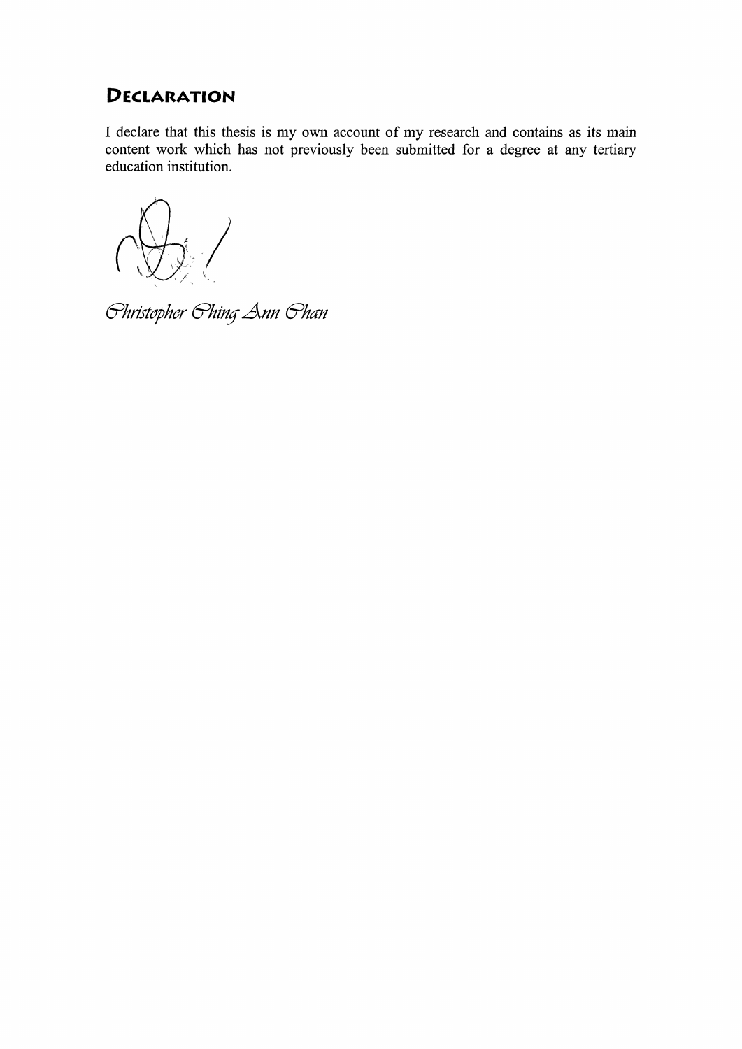# Declaration

I declare that this thesis is my own account of my research and contains as its main content work which has not previously been submitted for a degree at any tertiary education institution.

*Christopher Ching Ann Chan*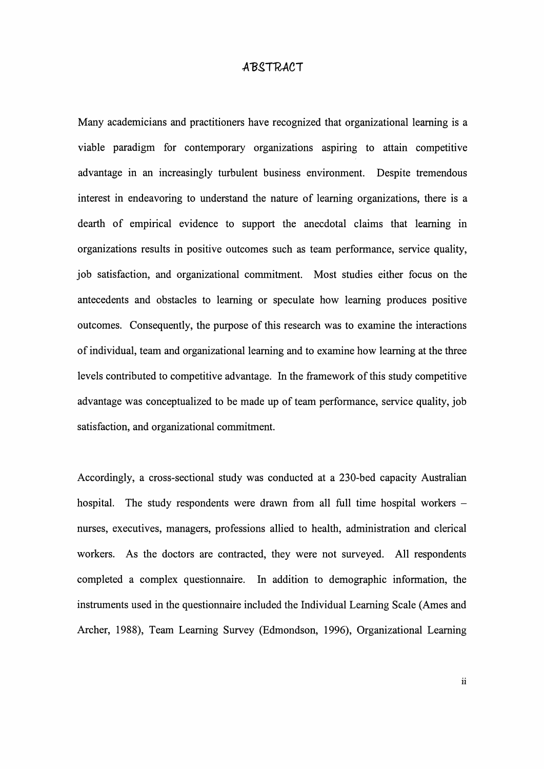# ABSTRACT

Many academicians and practitioners have recognized that organizational learning is a viable paradigm for contemporary organizations aspiring to attain competitive advantage in an increasingly turbulent business environment. Despite tremendous interest in endeavoring to understand the nature of learning organizations, there is a dearth of empirical evidence to support the anecdotal claims that learning in organizations results in positive outcomes such as team performance, service quality, job satisfaction, and organizational commitment. Most studies either focus on the antecedents and obstacles to learning or speculate how learning produces positive outcomes. Consequently, the purpose of this research was to examine the interactions of individual, team and organizational learning and to examine how learning at the three levels contributed to competitive advantage. In the framework of this study competitive advantage was conceptualized to be made up of team performance, service quality, job satisfaction, and organizational commitment.

Accordingly, a cross-sectional study was conducted at a 230-bed capacity Australian hospital. The study respondents were drawn from all full time hospital workers – nurses, executives, managers, professions allied to health, administration and clerical workers. As the doctors are contracted, they were not surveyed. All respondents completed a complex questionnaire. In addition to demographic information, the instruments used in the questionnaire included the Individual Learning Scale (Ames and Archer, 1988), Team Learning Survey (Edmondson, 1996), Organizational Learning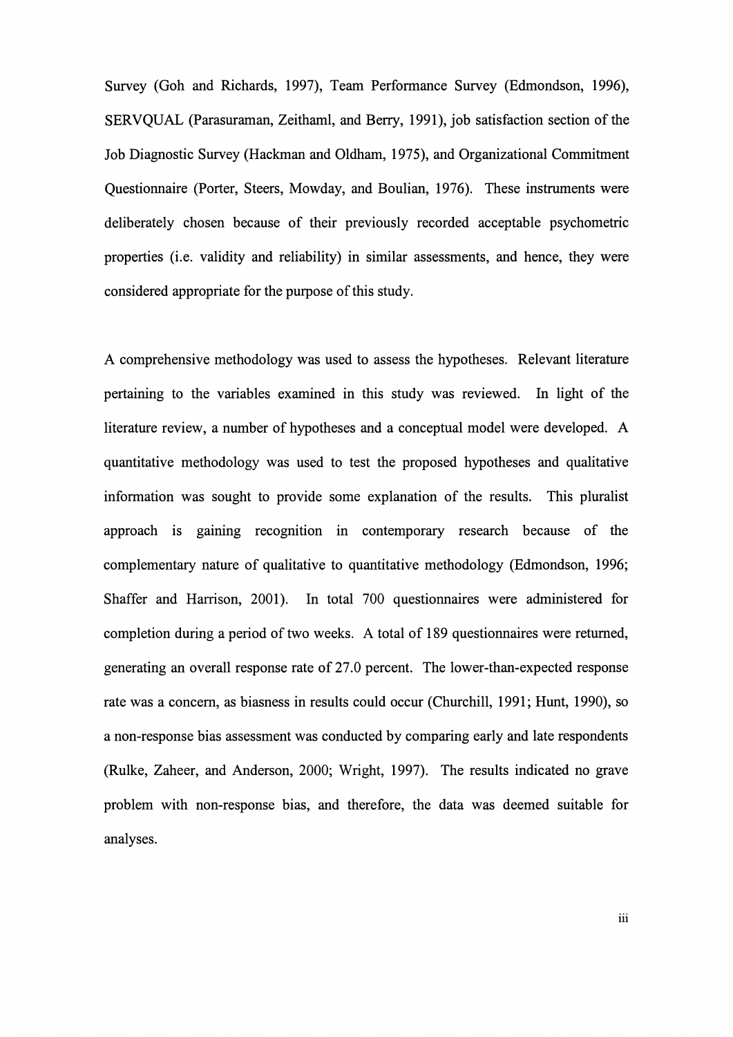Survey (Goh and Richards, 1997), Team Performance Survey (Edmondson, 1996), SERVQUAL (Parasuraman, Zeithaml, and Berry, 1991), job satisfaction section of the Job Diagnostic Survey (Hackman and Oldham, 1975), and Organizational Commitment Questionnaire (Porter, Steers, Mowday, and Boulian, 1976). These instruments were deliberately chosen because of their previously recorded acceptable psychometric properties (i.e. validity and reliability) in similar assessments, and hence, they were considered appropriate for the purpose of this study.

A comprehensive methodology was used to assess the hypotheses. Relevant literature pertaining to the variables examined in this study was reviewed. In light of the literature review, a number of hypotheses and a conceptual model were developed. A quantitative methodology was used to test the proposed hypotheses and qualitative information was sought to provide some explanation of the results. This pluralist approach is gaining recognition in contemporary research because of the complementary nature of qualitative to quantitative methodology (Edmondson, 1996; Shaffer and Harrison, 2001). In total 700 questionnaires were administered for completion during a period of two weeks. A total of 189 questionnaires were returned, generating an overall response rate of 27.0 percent. The lower-than-expected response rate was a concern, as biasness in results could occur (Churchill, 1991; Hunt, 1990), so a non-response bias assessment was conducted by comparing early and late respondents (Rulke, Zaheer, and Anderson, 2000; Wright, 1997). The results indicated no grave problem with non-response bias, and therefore, the data was deemed suitable for analyses.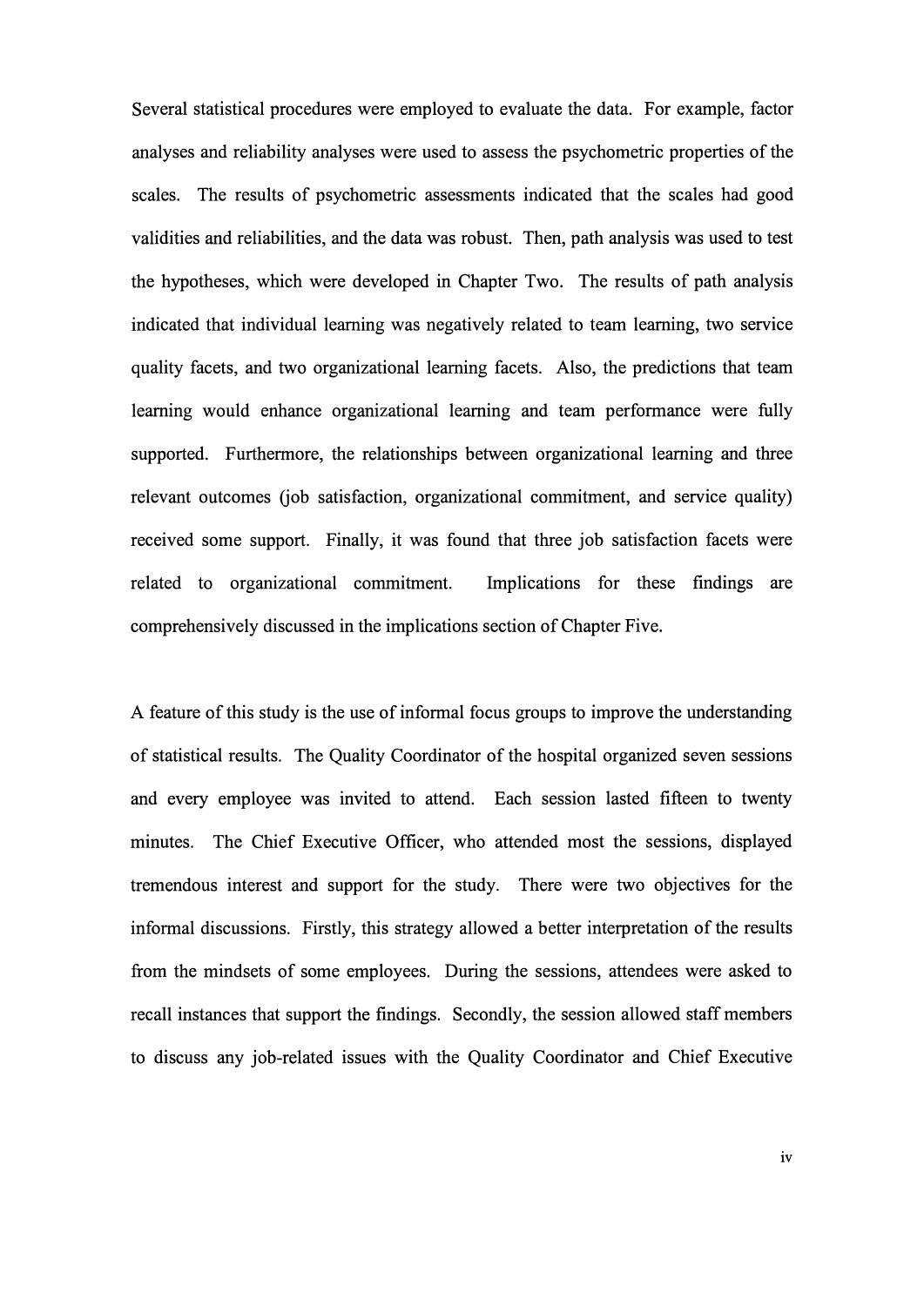Several statistical procedures were employed to evaluate the data. For example, factor analyses and reliability analyses were used to assess the psychometric properties of the scales. The results of psychometric assessments indicated that the scales had good validities and reliabilities, and the data was robust. Then, path analysis was used to test the hypotheses, which were developed in Chapter Two. The results of path analysis indicated that individual learning was negatively related to team learning, two service quality facets, and two organizational learning facets. Also, the predictions that team learning would enhance organizational learning and team performance were fully supported. Furthermore, the relationships between organizational learning and three relevant outcomes (job satisfaction, organizational commitment, and service quality) received some support. Finally, it was found that three job satisfaction facets were related to organizational commitment. Implications for these findings are comprehensively discussed in the implications section of Chapter Five.

A feature of this study is the use of informal focus groups to improve the understanding of statistical results. The Quality Coordinator of the hospital organized seven sessions and every employee was invited to attend. Each session lasted fifteen to twenty minutes. The Chief Executive Officer, who attended most the sessions, displayed tremendous interest and support for the study. There were two objectives for the informal discussions. Firstly, this strategy allowed a better interpretation of the results from the mindsets of some employees. During the sessions, attendees were asked to recall instances that support the findings. Secondly, the session allowed staff members to discuss any job-related issues with the Quality Coordinator and Chief Executive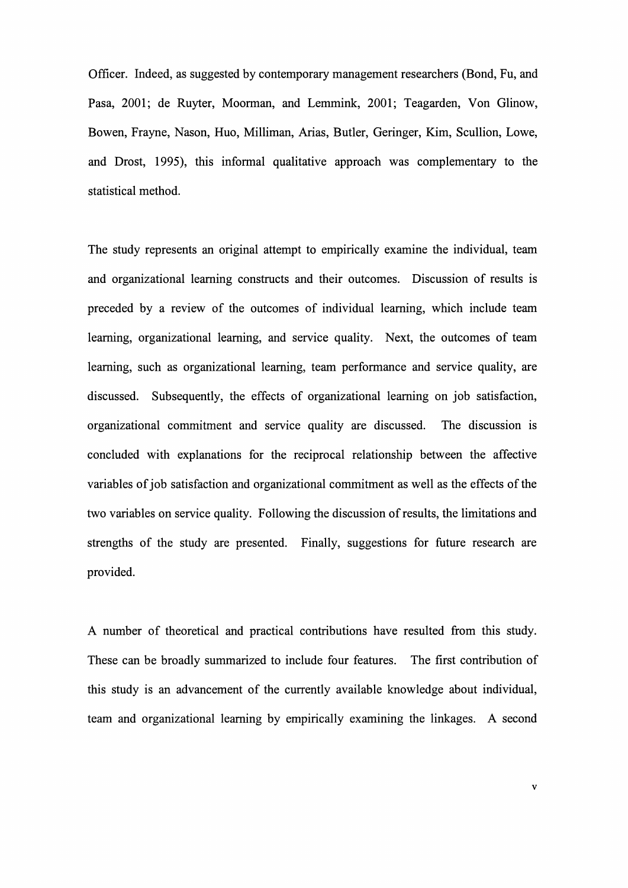Officer. Indeed, as suggested by contemporary management researchers (Bond, Fu, and Pasa, 2001; de Ruyter, Moorman, and Lemmink, 2001; Teagarden, Von Glinow, Bowen, Frayne, Nason, Huo, Milliman, Arias, Butler, Geringer, Kim, Scullion, Lowe, and Drost, 1995), this informal qualitative approach was complementary to the statistical method.

The study represents an original attempt to empirically examine the individual, team and organizational learning constructs and their outcomes. Discussion of results is preceded by a review of the outcomes of individual learning, which include team learning, organizational learning, and service quality. Next, the outcomes of team learning, such as organizational learning, team performance and service quality, are discussed. Subsequently, the effects of organizational learning on job satisfaction, organizational commitment and service quality are discussed. The discussion is concluded with explanations for the reciprocal relationship between the affective variables of job satisfaction and organizational commitment as well as the effects of the two variables on service quality. Following the discussion of results, the limitations and strengths of the study are presented. Finally, suggestions for future research are provided.

A number of theoretical and practical contributions have resulted from this study. These can be broadly summarized to include four features. The first contribution of this study is an advancement of the currently available knowledge about individual, team and organizational learning by empirically examining the linkages. A second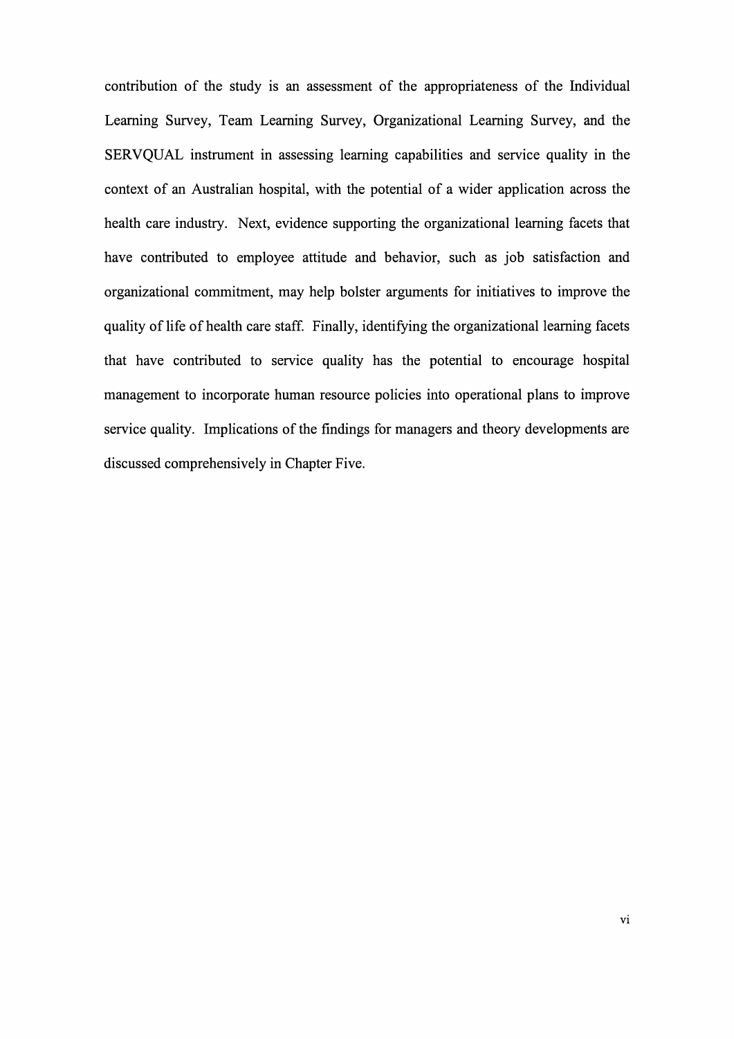contribution of the study is an assessment of the appropriateness of the Individual Learning Survey, Team Learning Survey, Organizational Learning Survey, and the SERVQUAL instrument in assessing learning capabilities and service quality in the context of an Australian hospital, with the potential of a wider application across the health care industry. Next, evidence supporting the organizational learning facets that have contributed to employee attitude and behavior, such as job satisfaction and organizational commitment, may help bolster arguments for initiatives to improve the quality of life of health care staff. Finally, identifying the organizational learning facets that have contributed to service quality has the potential to encourage hospital management to incorporate human resource policies into operational plans to improve service quality. Implications of the findings for managers and theory developments are discussed comprehensively in Chapter Five.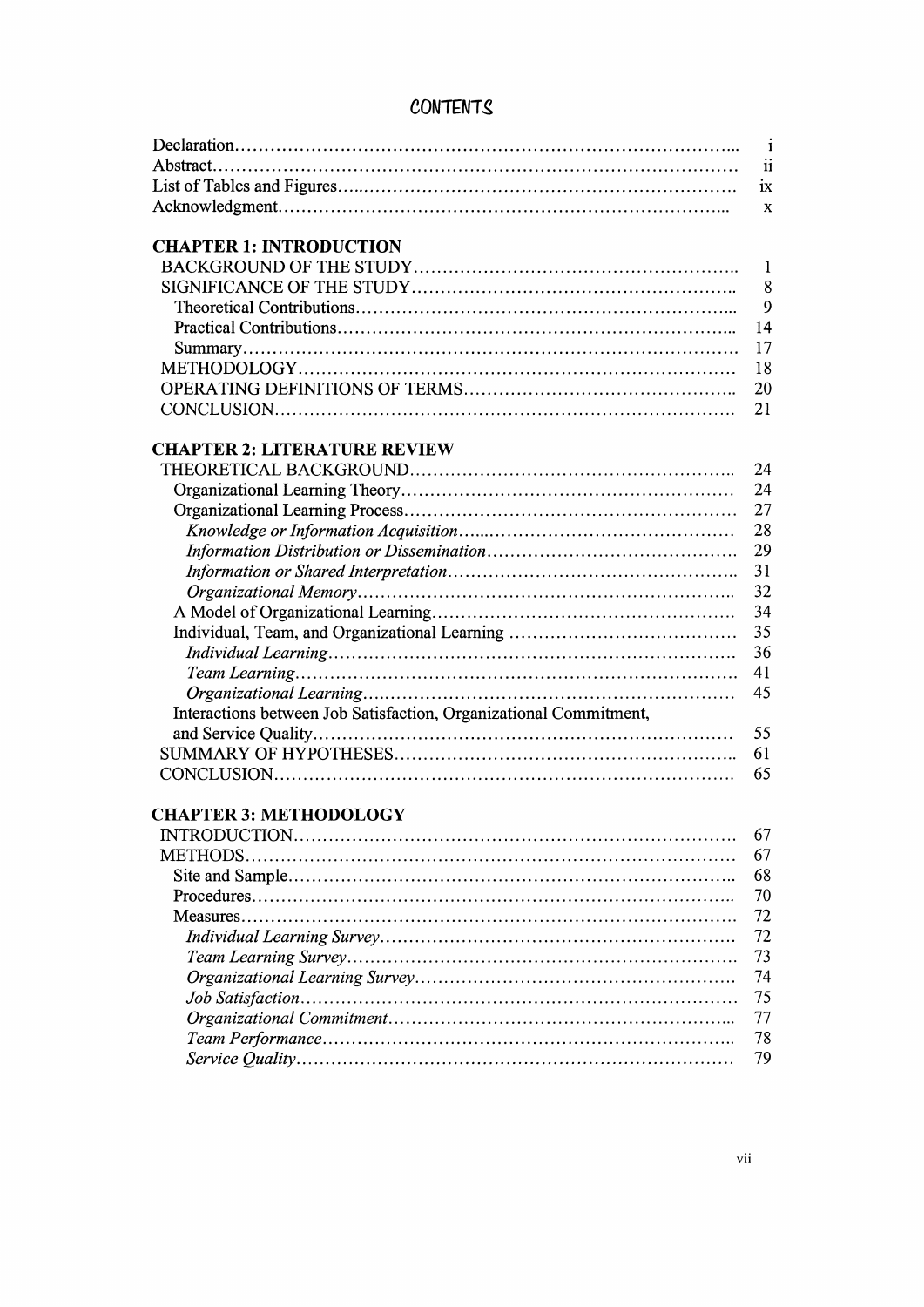# CONTENTS

| | |
|---|---|
| Declaration | i |
| Abstract | ii |
| List of Tables and Figures | ix |
| Acknowledgment | x |
| | |
| **CHAPTER 1: INTRODUCTION** | |
| BACKGROUND OF THE STUDY | 1 |
| SIGNIFICANCE OF THE STUDY | 8 |
| Theoretical Contributions | 9 |
| Practical Contributions | 14 |
| Summary | 17 |
| METHODOLOGY | 18 |
| OPERATING DEFINITIONS OF TERMS | 20 |
| CONCLUSION | 21 |
| | |
| **CHAPTER 2: LITERATURE REVIEW** | |
| THEORETICAL BACKGROUND | 24 |
| Organizational Learning Theory | 24 |
| Organizational Learning Process | 27 |
| *Knowledge or Information Acquisition* | 28 |
| *Information Distribution or Dissemination* | 29 |
| *Information or Shared Interpretation* | 31 |
| *Organizational Memory* | 32 |
| A Model of Organizational Learning | 34 |
| Individual, Team, and Organizational Learning | 35 |
| *Individual Learning* | 36 |
| *Team Learning* | 41 |
| *Organizational Learning* | 45 |
| Interactions between Job Satisfaction, Organizational Commitment, and Service Quality | 55 |
| SUMMARY OF HYPOTHESES | 61 |
| CONCLUSION | 65 |
| | |
| **CHAPTER 3: METHODOLOGY** | |
| INTRODUCTION | 67 |
| METHODS | 67 |
| Site and Sample | 68 |
| Procedures | 70 |
| Measures | 72 |
| *Individual Learning Survey* | 72 |
| *Team Learning Survey* | 73 |
| *Organizational Learning Survey* | 74 |
| *Job Satisfaction* | 75 |
| *Organizational Commitment* | 77 |
| *Team Performance* | 78 |
| *Service Quality* | 79 |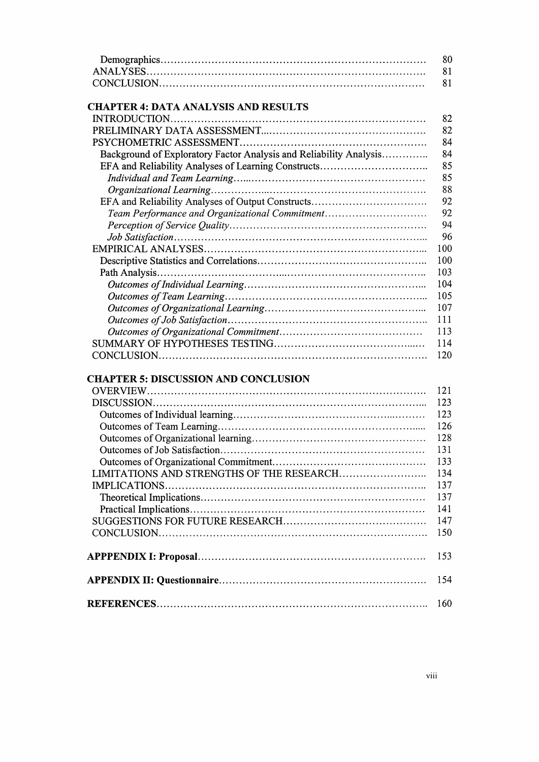Demographics............................................................................ 80
ANALYSES................................................................................. 81
CONCLUSION............................................................................. 81

**CHAPTER 4: DATA ANALYSIS AND RESULTS**

INTRODUCTION.......................................................................... 82
PRELIMINARY DATA ASSESSMENT.............................................. 82
PSYCHOMETRIC ASSESSMENT..................................................... 84
Background of Exploratory Factor Analysis and Reliability Analysis.............. 84
EFA and Reliability Analyses of Learning Constructs.............................. 85
*Individual and Team Learning*.................................................. 85
*Organizational Learning*.......................................................... 88
EFA and Reliability Analyses of Output Constructs................................ 92
*Team Performance and Organizational Commitment*............................ 92
*Perception of Service Quality*.................................................... 94
*Job Satisfaction*.................................................................... 96
EMPIRICAL ANALYSES................................................................ 100
Descriptive Statistics and Correlations............................................ 100
Path Analysis......................................................................... 103
*Outcomes of Individual Learning*................................................. 104
*Outcomes of Team Learning*...................................................... 105
*Outcomes of Organizational Learning*............................................ 107
*Outcomes of Job Satisfaction*...................................................... 111
*Outcomes of Organizational Commitment*........................................ 113
SUMMARY OF HYPOTHESES TESTING............................................ 114
CONCLUSION............................................................................ 120

**CHAPTER 5: DISCUSSION AND CONCLUSION**

OVERVIEW................................................................................ 121
DISCUSSION.............................................................................. 123
Outcomes of Individual learning...................................................... 123
Outcomes of Team Learning........................................................... 126
Outcomes of Organizational learning................................................ 128
Outcomes of Job Satisfaction......................................................... 131
Outcomes of Organizational Commitment.......................................... 133
LIMITATIONS AND STRENGTHS OF THE RESEARCH......................... 134
IMPLICATIONS.......................................................................... 137
Theoretical Implications............................................................... 137
Practical Implications.................................................................. 141
SUGGESTIONS FOR FUTURE RESEARCH......................................... 147
CONCLUSION............................................................................ 150

**APPPENDIX I: Proposal**.................................................................. 153

**APPENDIX II: Questionnaire**........................................................... 154

**REFERENCES**................................................................................ 160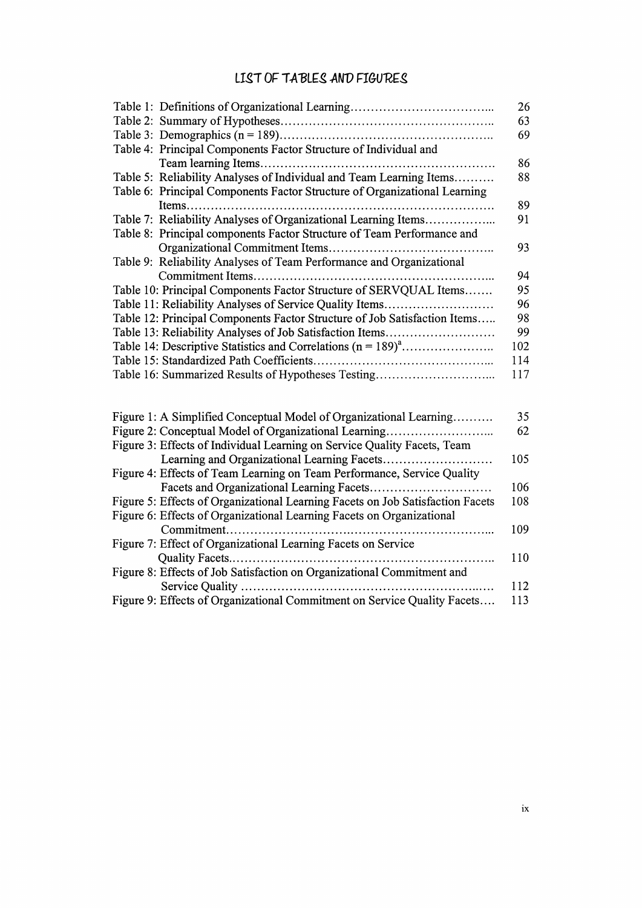# LIST OF TABLES AND FIGURES

| | |
|---|---|
| Table 1: Definitions of Organizational Learning | 26 |
| Table 2: Summary of Hypotheses | 63 |
| Table 3: Demographics (n = 189) | 69 |
| Table 4: Principal Components Factor Structure of Individual and Team learning Items | 86 |
| Table 5: Reliability Analyses of Individual and Team Learning Items | 88 |
| Table 6: Principal Components Factor Structure of Organizational Learning Items | 89 |
| Table 7: Reliability Analyses of Organizational Learning Items | 91 |
| Table 8: Principal components Factor Structure of Team Performance and Organizational Commitment Items | 93 |
| Table 9: Reliability Analyses of Team Performance and Organizational Commitment Items | 94 |
| Table 10: Principal Components Factor Structure of SERVQUAL Items | 95 |
| Table 11: Reliability Analyses of Service Quality Items | 96 |
| Table 12: Principal Components Factor Structure of Job Satisfaction Items | 98 |
| Table 13: Reliability Analyses of Job Satisfaction Items | 99 |
| Table 14: Descriptive Statistics and Correlations (n = 189)[a] | 102 |
| Table 15: Standardized Path Coefficients | 114 |
| Table 16: Summarized Results of Hypotheses Testing | 117 |

| | |
|---|---|
| Figure 1: A Simplified Conceptual Model of Organizational Learning | 35 |
| Figure 2: Conceptual Model of Organizational Learning | 62 |
| Figure 3: Effects of Individual Learning on Service Quality Facets, Team Learning and Organizational Learning Facets | 105 |
| Figure 4: Effects of Team Learning on Team Performance, Service Quality Facets and Organizational Learning Facets | 106 |
| Figure 5: Effects of Organizational Learning Facets on Job Satisfaction Facets | 108 |
| Figure 6: Effects of Organizational Learning Facets on Organizational Commitment | 109 |
| Figure 7: Effect of Organizational Learning Facets on Service Quality Facets | 110 |
| Figure 8: Effects of Job Satisfaction on Organizational Commitment and Service Quality | 112 |
| Figure 9: Effects of Organizational Commitment on Service Quality Facets | 113 |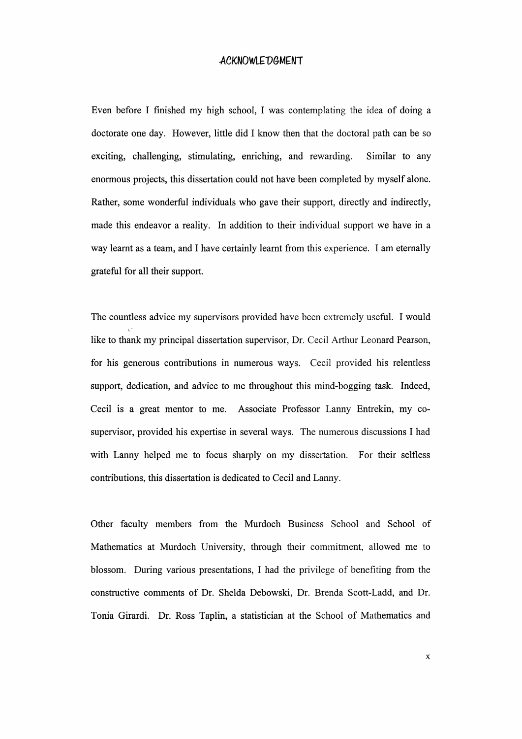# ACKNOWLEDGMENT

Even before I finished my high school, I was contemplating the idea of doing a doctorate one day. However, little did I know then that the doctoral path can be so exciting, challenging, stimulating, enriching, and rewarding. Similar to any enormous projects, this dissertation could not have been completed by myself alone. Rather, some wonderful individuals who gave their support, directly and indirectly, made this endeavor a reality. In addition to their individual support we have in a way learnt as a team, and I have certainly learnt from this experience. I am eternally grateful for all their support.

The countless advice my supervisors provided have been extremely useful. I would like to thank my principal dissertation supervisor, Dr. Cecil Arthur Leonard Pearson, for his generous contributions in numerous ways. Cecil provided his relentless support, dedication, and advice to me throughout this mind-bogging task. Indeed, Cecil is a great mentor to me. Associate Professor Lanny Entrekin, my co-supervisor, provided his expertise in several ways. The numerous discussions I had with Lanny helped me to focus sharply on my dissertation. For their selfless contributions, this dissertation is dedicated to Cecil and Lanny.

Other faculty members from the Murdoch Business School and School of Mathematics at Murdoch University, through their commitment, allowed me to blossom. During various presentations, I had the privilege of benefiting from the constructive comments of Dr. Shelda Debowski, Dr. Brenda Scott-Ladd, and Dr. Tonia Girardi. Dr. Ross Taplin, a statistician at the School of Mathematics and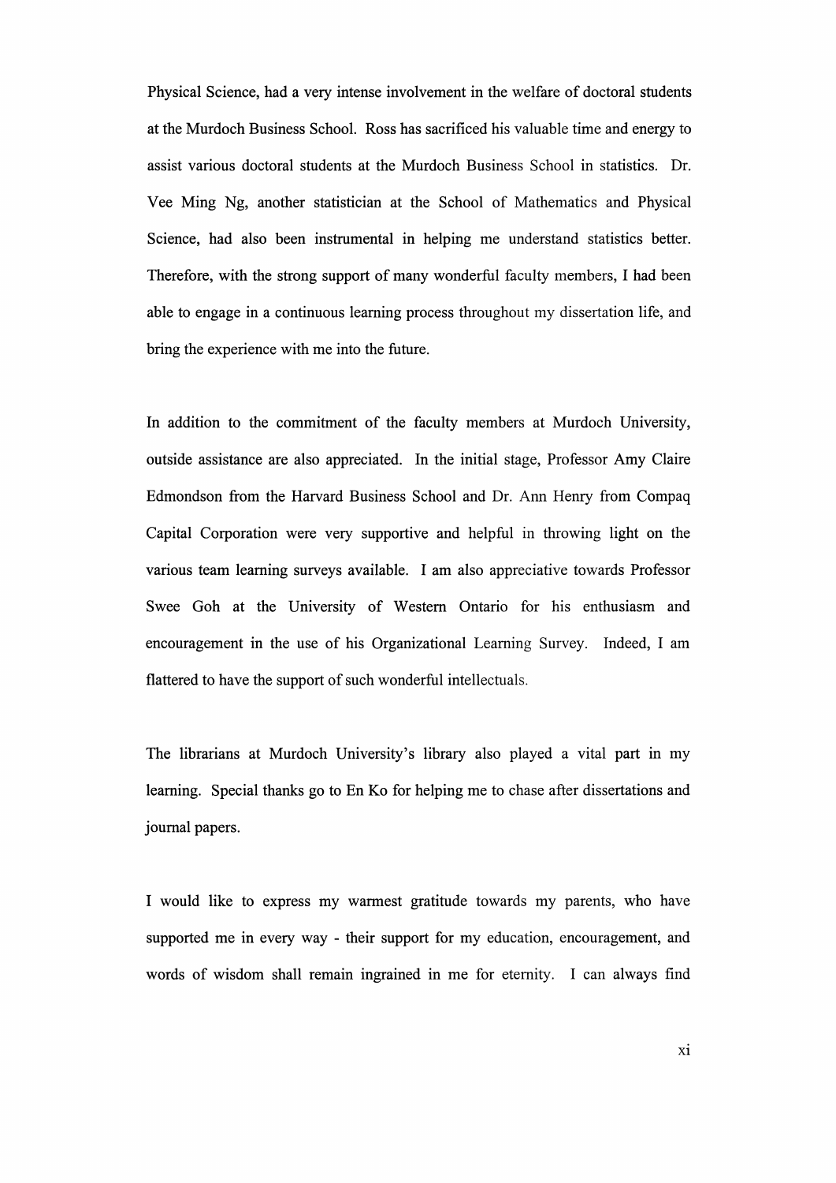Physical Science, had a very intense involvement in the welfare of doctoral students at the Murdoch Business School. Ross has sacrificed his valuable time and energy to assist various doctoral students at the Murdoch Business School in statistics. Dr. Vee Ming Ng, another statistician at the School of Mathematics and Physical Science, had also been instrumental in helping me understand statistics better. Therefore, with the strong support of many wonderful faculty members, I had been able to engage in a continuous learning process throughout my dissertation life, and bring the experience with me into the future.

In addition to the commitment of the faculty members at Murdoch University, outside assistance are also appreciated. In the initial stage, Professor Amy Claire Edmondson from the Harvard Business School and Dr. Ann Henry from Compaq Capital Corporation were very supportive and helpful in throwing light on the various team learning surveys available. I am also appreciative towards Professor Swee Goh at the University of Western Ontario for his enthusiasm and encouragement in the use of his Organizational Learning Survey. Indeed, I am flattered to have the support of such wonderful intellectuals.

The librarians at Murdoch University's library also played a vital part in my learning. Special thanks go to En Ko for helping me to chase after dissertations and journal papers.

I would like to express my warmest gratitude towards my parents, who have supported me in every way - their support for my education, encouragement, and words of wisdom shall remain ingrained in me for eternity. I can always find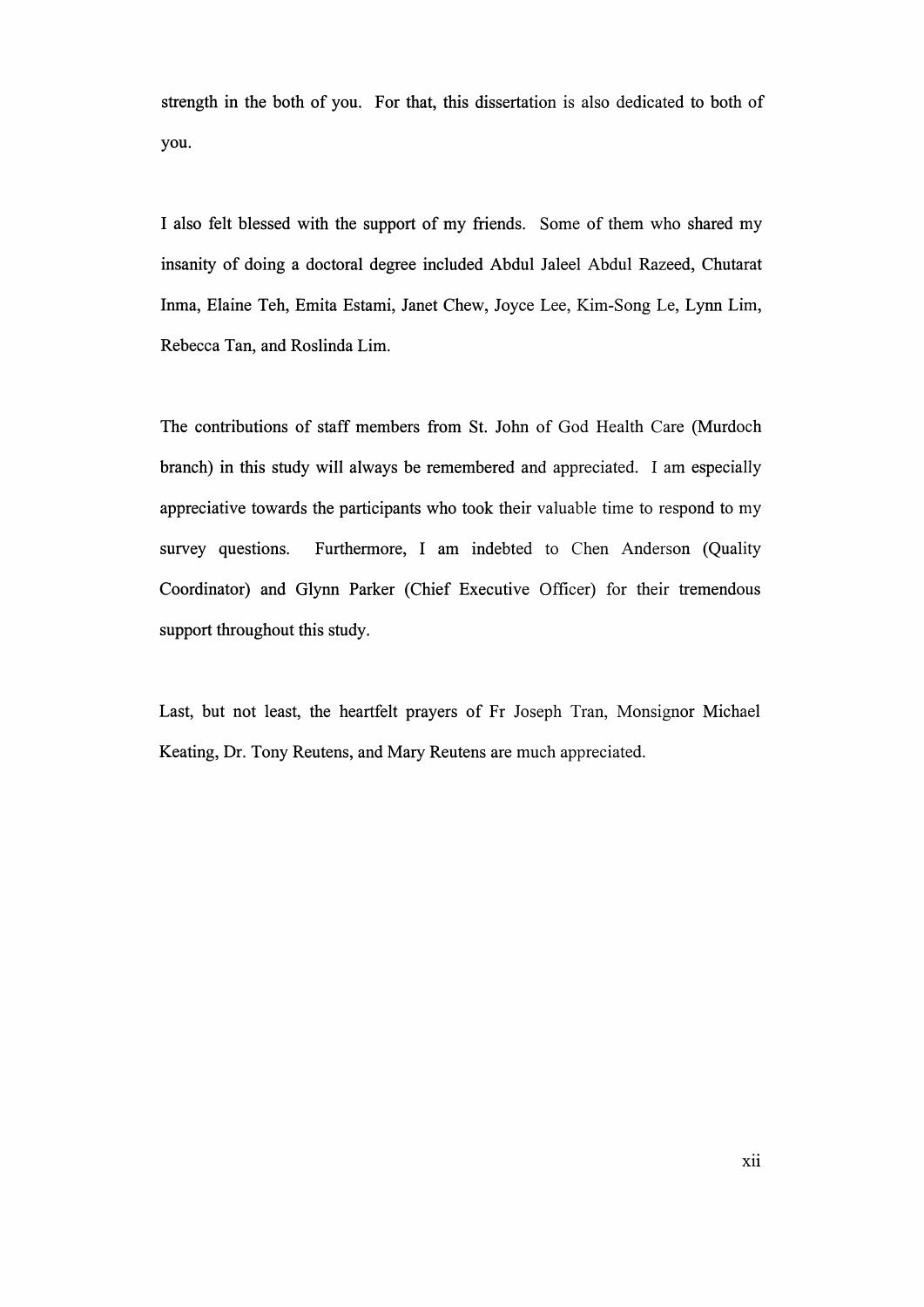strength in the both of you. For that, this dissertation is also dedicated to both of you.

I also felt blessed with the support of my friends. Some of them who shared my insanity of doing a doctoral degree included Abdul Jaleel Abdul Razeed, Chutarat Inma, Elaine Teh, Emita Estami, Janet Chew, Joyce Lee, Kim-Song Le, Lynn Lim, Rebecca Tan, and Roslinda Lim.

The contributions of staff members from St. John of God Health Care (Murdoch branch) in this study will always be remembered and appreciated. I am especially appreciative towards the participants who took their valuable time to respond to my survey questions. Furthermore, I am indebted to Chen Anderson (Quality Coordinator) and Glynn Parker (Chief Executive Officer) for their tremendous support throughout this study.

Last, but not least, the heartfelt prayers of Fr Joseph Tran, Monsignor Michael Keating, Dr. Tony Reutens, and Mary Reutens are much appreciated.